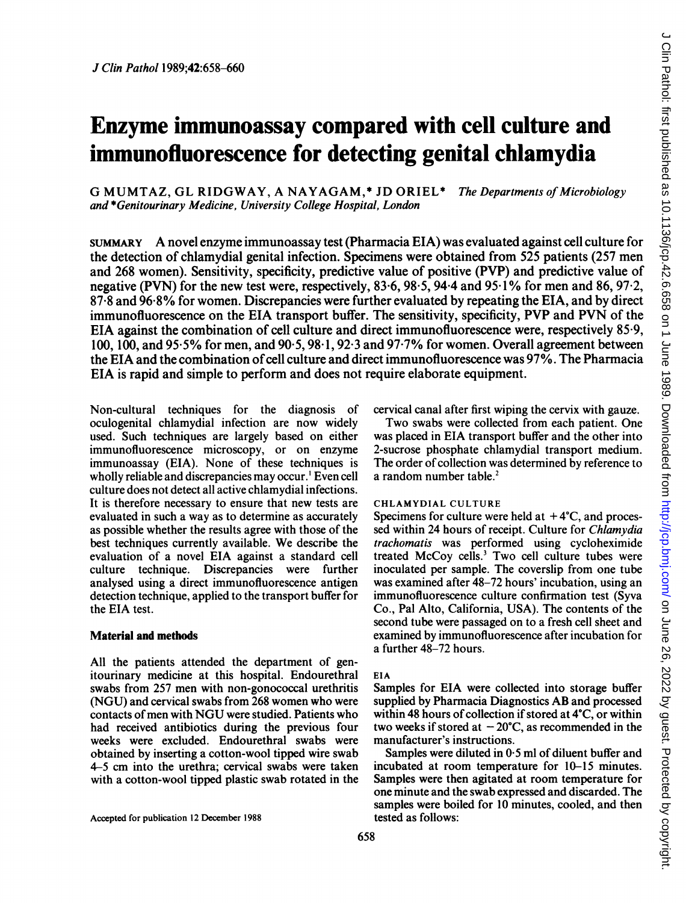# Enzyme immunoassay compared with cell culture and immunofluorescence for detecting genital chlamydia

G MUMTAZ, GL RIDGWAY, A NAYAGAM,* JD ORIEL* *The Departments of Microbiology and *Genitourinary Medicine, University College Hospital, London*

SUMMARY A novel enzyme immunoassay test (Pharmacia EIA) was evaluated against cell culture for the detection of chlamydial genital infection. Specimens were obtained from 525 patients (257 men and 268 women). Sensitivity, specificity, predictive value of positive (PVP) and predictive value of negative (PVN) for the new test were, respectively, 83·6, 98·5, 94·4 and 95·1% for men and 86, 97·2, 87·8 and 96·8% for women. Discrepancies were further evaluated by repeating the EIA, and by direct immunofluorescence on the EIA transport buffer. The sensitivity, specificity, PVP and PVN of the EIA against the combination of cell culture and direct immunofluorescence were, respectively 85·9, 100, 100, and 95·5% for men, and 90·5, 98·1, 92·3 and 97·7% for women. Overall agreement between the EIA and the combination of cell culture and direct immunofluorescence was 97%. The Pharmacia EIA is rapid and simple to perform and does not require elaborate equipment.

Non-cultural techniques for the diagnosis of oculogenital chlamydial infection are now widely used. Such techniques are largely based on either immunofluorescence microscopy, or on enzyme immunoassay (EIA). None of these techniques is wholly reliable and discrepancies may occur.[1] Even cell culture does not detect all active chlamydial infections. It is therefore necessary to ensure that new tests are evaluated in such a way as to determine as accurately as possible whether the results agree with those of the best techniques currently available. We describe the evaluation of a novel EIA against a standard cell culture technique. Discrepancies were further analysed using a direct immunofluorescence antigen detection technique, applied to the transport buffer for the EIA test.

## Material and methods

All the patients attended the department of genitourinary medicine at this hospital. Endourethral swabs from 257 men with non-gonococcal urethritis (NGU) and cervical swabs from 268 women who were contacts of men with NGU were studied. Patients who had received antibiotics during the previous four weeks were excluded. Endourethral swabs were obtained by inserting a cotton-wool tipped wire swab 4–5 cm into the urethra; cervical swabs were taken with a cotton-wool tipped plastic swab rotated in the cervical canal after first wiping the cervix with gauze.

Two swabs were collected from each patient. One was placed in EIA transport buffer and the other into 2-sucrose phosphate chlamydial transport medium. The order of collection was determined by reference to a random number table.[2]

### CHLAMYDIAL CULTURE

Specimens for culture were held at +4°C, and processed within 24 hours of receipt. Culture for *Chlamydia trachomatis* was performed using cycloheximide treated McCoy cells.[3] Two cell culture tubes were inoculated per sample. The coverslip from one tube was examined after 48–72 hours' incubation, using an immunofluorescence culture confirmation test (Syva Co., Pal Alto, California, USA). The contents of the second tube were passaged on to a fresh cell sheet and examined by immunofluorescence after incubation for a further 48–72 hours.

### EIA

Samples for EIA were collected into storage buffer supplied by Pharmacia Diagnostics AB and processed within 48 hours of collection if stored at 4°C, or within two weeks if stored at −20°C, as recommended in the manufacturer's instructions.

Samples were diluted in 0·5 ml of diluent buffer and incubated at room temperature for 10–15 minutes. Samples were then agitated at room temperature for one minute and the swab expressed and discarded. The samples were boiled for 10 minutes, cooled, and then tested as follows:

Accepted for publication 12 December 1988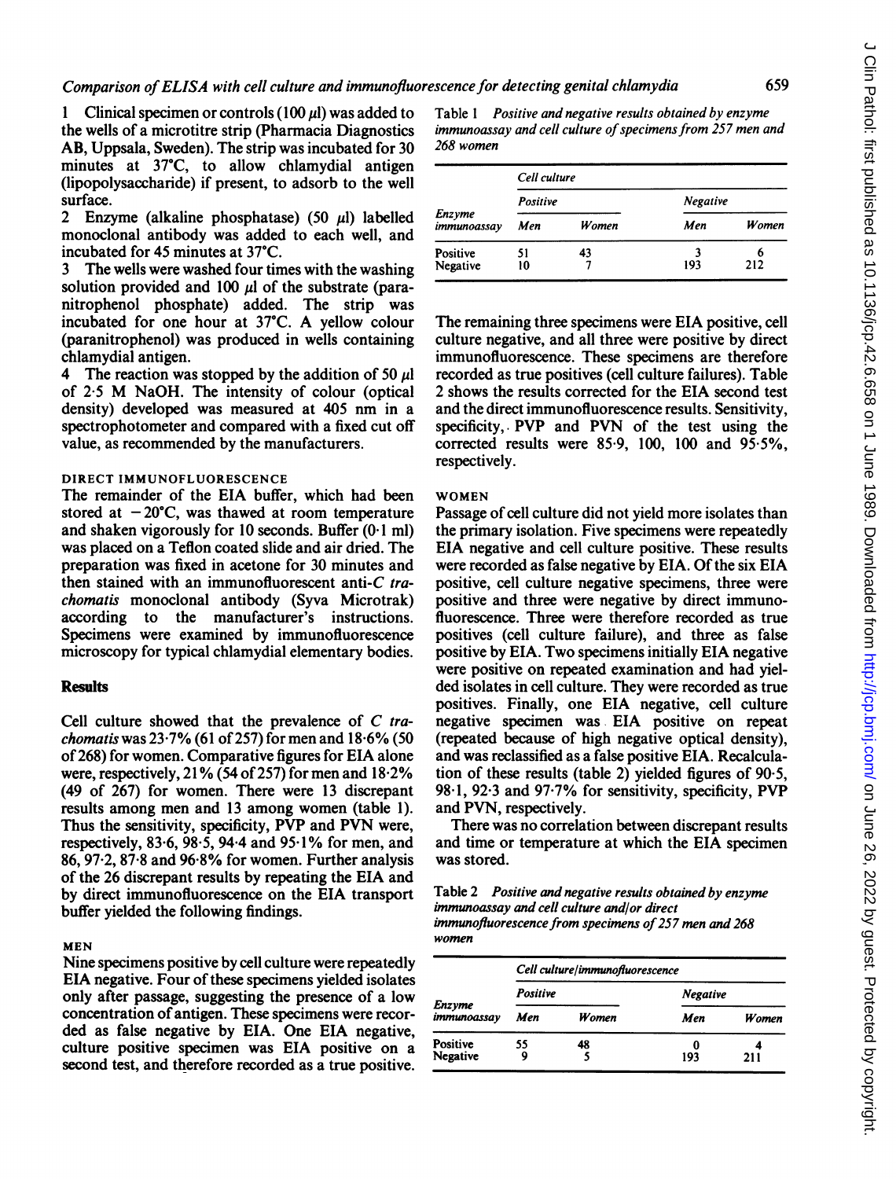1 Clinical specimen or controls (100 μl) was added to the wells of a microtitre strip (Pharmacia Diagnostics AB, Uppsala, Sweden). The strip was incubated for 30 minutes at 37°C, to allow chlamydial antigen (lipopolysaccharide) if present, to adsorb to the well surface.

2 Enzyme (alkaline phosphatase) (50 μl) labelled monoclonal antibody was added to each well, and incubated for 45 minutes at 37°C.

3 The wells were washed four times with the washing solution provided and 100 μl of the substrate (paranitrophenol phosphate) added. The strip was incubated for one hour at 37°C. A yellow colour (paranitrophenol) was produced in wells containing chlamydial antigen.

4 The reaction was stopped by the addition of 50 μl of 2·5 M NaOH. The intensity of colour (optical density) developed was measured at 405 nm in a spectrophotometer and compared with a fixed cut off value, as recommended by the manufacturers.

### DIRECT IMMUNOFLUORESCENCE

The remainder of the EIA buffer, which had been stored at −20°C, was thawed at room temperature and shaken vigorously for 10 seconds. Buffer (0·1 ml) was placed on a Teflon coated slide and air dried. The preparation was fixed in acetone for 30 minutes and then stained with an immunofluorescent anti-*C trachomatis* monoclonal antibody (Syva Microtrak) according to the manufacturer's instructions. Specimens were examined by immunofluorescence microscopy for typical chlamydial elementary bodies.

## Results

Cell culture showed that the prevalence of *C trachomatis* was 23·7% (61 of 257) for men and 18·6% (50 of 268) for women. Comparative figures for EIA alone were, respectively, 21% (54 of 257) for men and 18·2% (49 of 267) for women. There were 13 discrepant results among men and 13 among women (table 1). Thus the sensitivity, specificity, PVP and PVN were, respectively, 83·6, 98·5, 94·4 and 95·1% for men, and 86, 97·2, 87·8 and 96·8% for women. Further analysis of the 26 discrepant results by repeating the EIA and by direct immunofluorescence on the EIA transport buffer yielded the following findings.

### MEN

Nine specimens positive by cell culture were repeatedly EIA negative. Four of these specimens yielded isolates only after passage, suggesting the presence of a low concentration of antigen. These specimens were recorded as false negative by EIA. One EIA negative, culture positive specimen was EIA positive on a second test, and therefore recorded as a true positive. The remaining three specimens were EIA positive, cell culture negative, and all three were positive by direct immunofluorescence. These specimens are therefore recorded as true positives (cell culture failures). Table 2 shows the results corrected for the EIA second test and the direct immunofluorescence results. Sensitivity, specificity, PVP and PVN of the test using the corrected results were 85·9, 100, 100 and 95·5%, respectively.

### WOMEN

Passage of cell culture did not yield more isolates than the primary isolation. Five specimens were repeatedly EIA negative and cell culture positive. These results were recorded as false negative by EIA. Of the six EIA positive, cell culture negative specimens, three were positive and three were negative by direct immunofluorescence. Three were therefore recorded as true positives (cell culture failure), and three as false positive by EIA. Two specimens initially EIA negative were positive on repeated examination and had yielded isolates in cell culture. They were recorded as true positives. Finally, one EIA negative, cell culture negative specimen was EIA positive on repeat (repeated because of high negative optical density), and was reclassified as a false positive EIA. Recalculation of these results (table 2) yielded figures of 90·5, 98·1, 92·3 and 97·7% for sensitivity, specificity, PVP and PVN, respectively.

There was no correlation between discrepant results and time or temperature at which the EIA specimen was stored.

Table 1 *Positive and negative results obtained by enzyme immunoassay and cell culture of specimens from 257 men and 268 women*

| Enzyme immunoassay | Cell culture | | | |
|---|---|---|---|---|
| | Positive | | Negative | |
| | Men | Women | Men | Women |
| Positive | 51 | 43 | 3 | 6 |
| Negative | 10 | 7 | 193 | 212 |

Table 2 *Positive and negative results obtained by enzyme immunoassay and cell culture and/or direct immunofluorescence from specimens of 257 men and 268 women*

| Enzyme immunoassay | Cell culture/immunofluorescence | | | |
|---|---|---|---|---|
| | Positive | | Negative | |
| | Men | Women | Men | Women |
| Positive | 55 | 48 | 0 | 4 |
| Negative | 9 | 5 | 193 | 211 |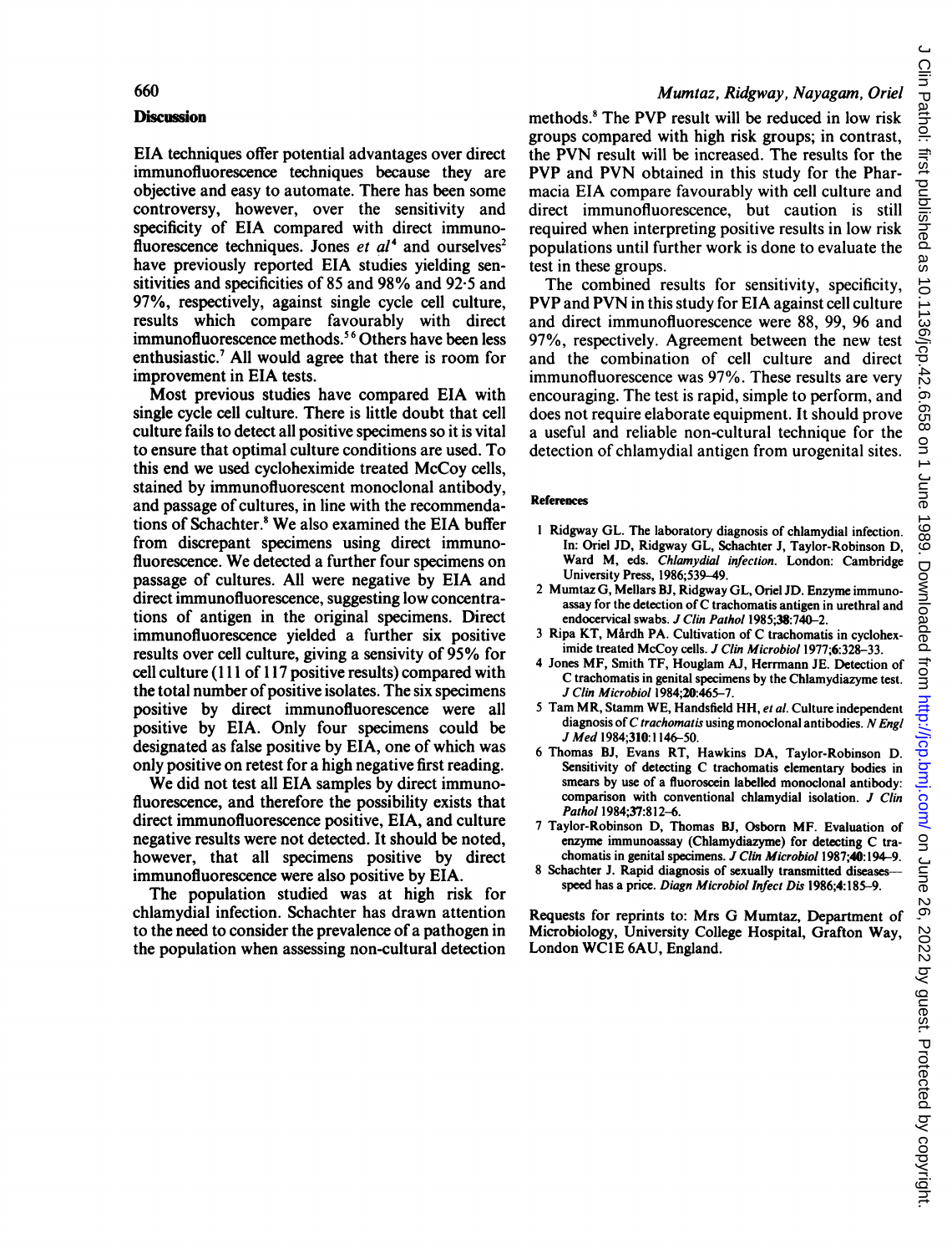## Discussion

EIA techniques offer potential advantages over direct immunofluorescence techniques because they are objective and easy to automate. There has been some controversy, however, over the sensitivity and specificity of EIA compared with direct immunofluorescence techniques. Jones *et al*[4] and ourselves[2] have previously reported EIA studies yielding sensitivities and specificities of 85 and 98% and 92·5 and 97%, respectively, against single cycle cell culture, results which compare favourably with direct immunofluorescence methods.[5,6] Others have been less enthusiastic.[7] All would agree that there is room for improvement in EIA tests.

Most previous studies have compared EIA with single cycle cell culture. There is little doubt that cell culture fails to detect all positive specimens so it is vital to ensure that optimal culture conditions are used. To this end we used cycloheximide treated McCoy cells, stained by immunofluorescent monoclonal antibody, and passage of cultures, in line with the recommendations of Schachter.[8] We also examined the EIA buffer from discrepant specimens using direct immunofluorescence. We detected a further four specimens on passage of cultures. All were negative by EIA and direct immunofluorescence, suggesting low concentrations of antigen in the original specimens. Direct immunofluorescence yielded a further six positive results over cell culture, giving a sensivity of 95% for cell culture (111 of 117 positive results) compared with the total number of positive isolates. The six specimens positive by direct immunofluorescence were all positive by EIA. Only four specimens could be designated as false positive by EIA, one of which was only positive on retest for a high negative first reading.

We did not test all EIA samples by direct immunofluorescence, and therefore the possibility exists that direct immunofluorescence positive, EIA, and culture negative results were not detected. It should be noted, however, that all specimens positive by direct immunofluorescence were also positive by EIA.

The population studied was at high risk for chlamydial infection. Schachter has drawn attention to the need to consider the prevalence of a pathogen in the population when assessing non-cultural detection methods.[8] The PVP result will be reduced in low risk groups compared with high risk groups; in contrast, the PVN result will be increased. The results for the PVP and PVN obtained in this study for the Pharmacia EIA compare favourably with cell culture and direct immunofluorescence, but caution is still required when interpreting positive results in low risk populations until further work is done to evaluate the test in these groups.

The combined results for sensitivity, specificity, PVP and PVN in this study for EIA against cell culture and direct immunofluorescence were 88, 99, 96 and 97%, respectively. Agreement between the new test and the combination of cell culture and direct immunofluorescence was 97%. These results are very encouraging. The test is rapid, simple to perform, and does not require elaborate equipment. It should prove a useful and reliable non-cultural technique for the detection of chlamydial antigen from urogenital sites.

### References

1. Ridgway GL. The laboratory diagnosis of chlamydial infection. In: Oriel JD, Ridgway GL, Schachter J, Taylor-Robinson D, Ward M, eds. *Chlamydial infection*. London: Cambridge University Press, 1986;539–49.
2. Mumtaz G, Mellars BJ, Ridgway GL, Oriel JD. Enzyme immunoassay for the detection of C trachomatis antigen in urethral and endocervical swabs. *J Clin Pathol* 1985;**38**:740–2.
3. Ripa KT, Mårdh PA. Cultivation of C trachomatis in cycloheximide treated McCoy cells. *J Clin Microbiol* 1977;**6**:328–33.
4. Jones MF, Smith TF, Houglam AJ, Herrmann JE. Detection of C trachomatis in genital specimens by the Chlamydiazyme test. *J Clin Microbiol* 1984;**20**:465–7.
5. Tam MR, Stamm WE, Handsfield HH, *et al*. Culture independent diagnosis of *C trachomatis* using monoclonal antibodies. *N Engl J Med* 1984;**310**:1146–50.
6. Thomas BJ, Evans RT, Hawkins DA, Taylor-Robinson D. Sensitivity of detecting C trachomatis elementary bodies in smears by use of a fluoroscein labelled monoclonal antibody: comparison with conventional chlamydial isolation. *J Clin Pathol* 1984;**37**:812–6.
7. Taylor-Robinson D, Thomas BJ, Osborn MF. Evaluation of enzyme immunoassay (Chlamydiazyme) for detecting C trachomatis in genital specimens. *J Clin Microbiol* 1987;**40**:194–9.
8. Schachter J. Rapid diagnosis of sexually transmitted diseases—speed has a price. *Diagn Microbiol Infect Dis* 1986;**4**:185–9.

Requests for reprints to: Mrs G Mumtaz, Department of Microbiology, University College Hospital, Grafton Way, London WC1E 6AU, England.